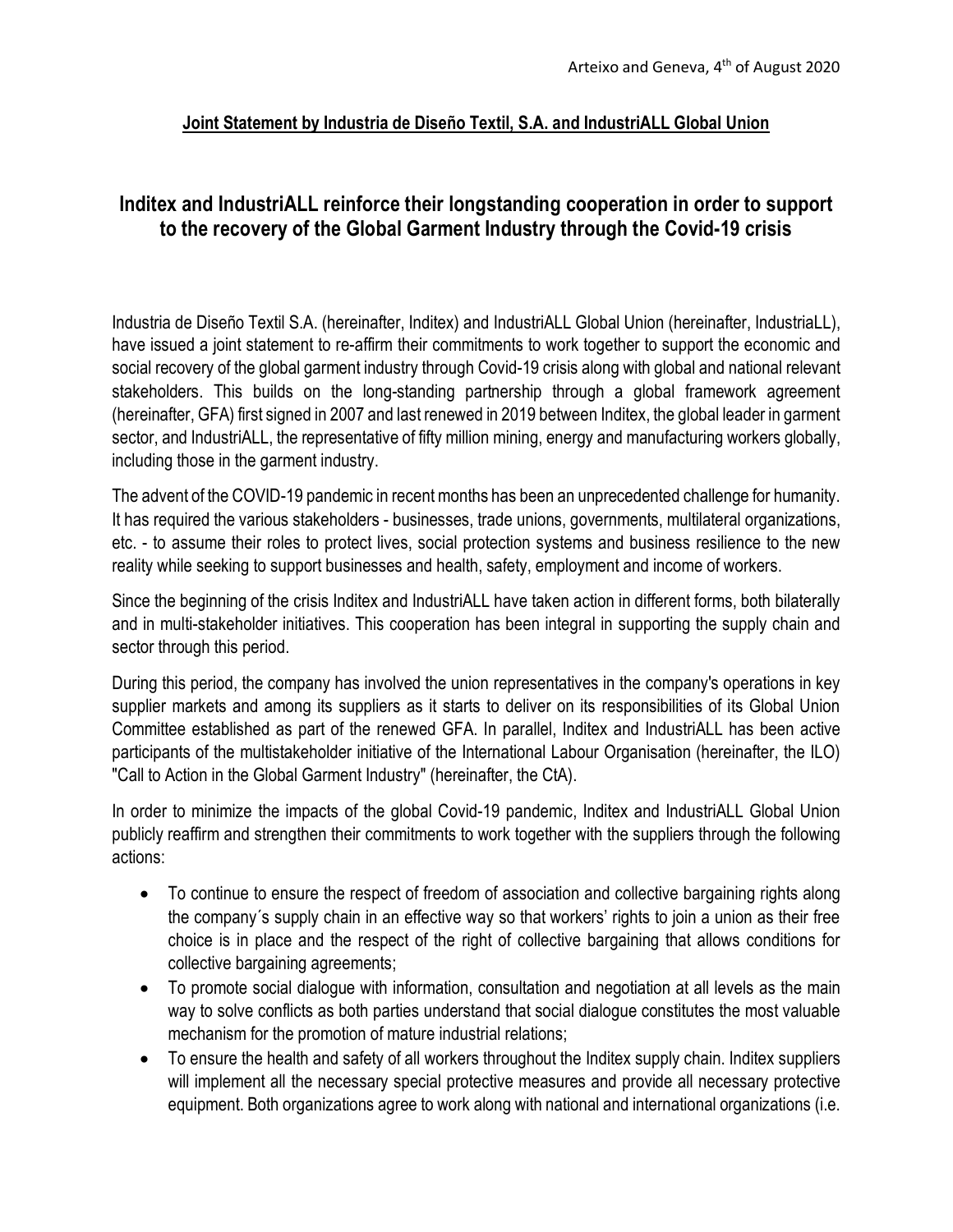Arteixo and Geneva, 4th of August 2020

**Joint Statement by Industria de Diseño Textil, S.A. and IndustriALL Global Union**

## Inditex and IndustriALL reinforce their longstanding cooperation in order to support to the recovery of the Global Garment Industry through the Covid-19 crisis

Industria de Diseño Textil S.A. (hereinafter, Inditex) and IndustriALL Global Union (hereinafter, IndustriaLL), have issued a joint statement to re-affirm their commitments to work together to support the economic and social recovery of the global garment industry through Covid-19 crisis along with global and national relevant stakeholders. This builds on the long-standing partnership through a global framework agreement (hereinafter, GFA) first signed in 2007 and last renewed in 2019 between Inditex, the global leader in garment sector, and IndustriALL, the representative of fifty million mining, energy and manufacturing workers globally, including those in the garment industry.

The advent of the COVID-19 pandemic in recent months has been an unprecedented challenge for humanity. It has required the various stakeholders - businesses, trade unions, governments, multilateral organizations, etc. - to assume their roles to protect lives, social protection systems and business resilience to the new reality while seeking to support businesses and health, safety, employment and income of workers.

Since the beginning of the crisis Inditex and IndustriALL have taken action in different forms, both bilaterally and in multi-stakeholder initiatives. This cooperation has been integral in supporting the supply chain and sector through this period.

During this period, the company has involved the union representatives in the company's operations in key supplier markets and among its suppliers as it starts to deliver on its responsibilities of its Global Union Committee established as part of the renewed GFA. In parallel, Inditex and IndustriALL has been active participants of the multistakeholder initiative of the International Labour Organisation (hereinafter, the ILO) "Call to Action in the Global Garment Industry" (hereinafter, the CtA).

In order to minimize the impacts of the global Covid-19 pandemic, Inditex and IndustriALL Global Union publicly reaffirm and strengthen their commitments to work together with the suppliers through the following actions:

- To continue to ensure the respect of freedom of association and collective bargaining rights along the company´s supply chain in an effective way so that workers' rights to join a union as their free choice is in place and the respect of the right of collective bargaining that allows conditions for collective bargaining agreements;
- To promote social dialogue with information, consultation and negotiation at all levels as the main way to solve conflicts as both parties understand that social dialogue constitutes the most valuable mechanism for the promotion of mature industrial relations;
- To ensure the health and safety of all workers throughout the Inditex supply chain. Inditex suppliers will implement all the necessary special protective measures and provide all necessary protective equipment. Both organizations agree to work along with national and international organizations (i.e.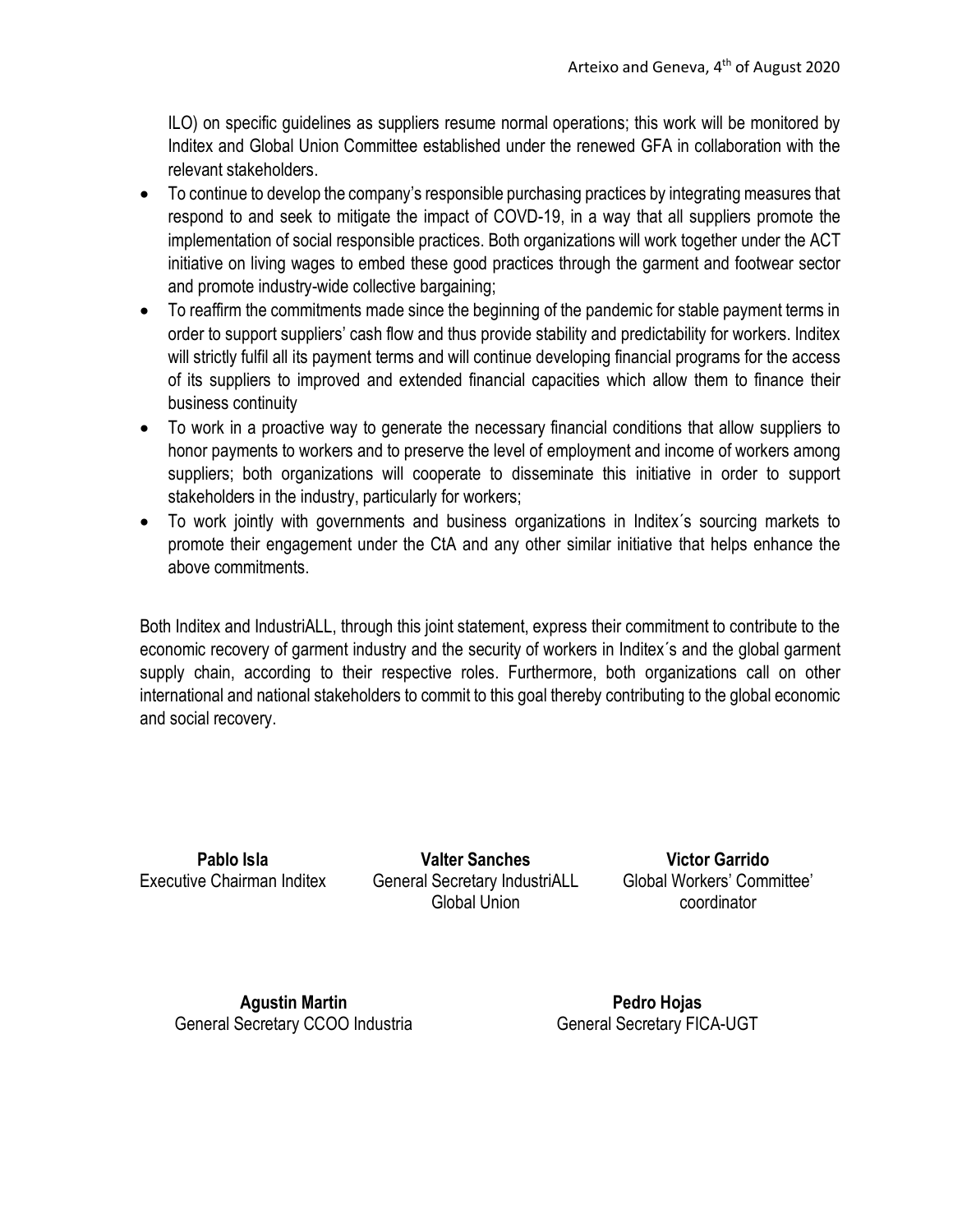Arteixo and Geneva, 4th of August 2020

ILO) on specific guidelines as suppliers resume normal operations; this work will be monitored by Inditex and Global Union Committee established under the renewed GFA in collaboration with the relevant stakeholders.

- To continue to develop the company's responsible purchasing practices by integrating measures that respond to and seek to mitigate the impact of COVD-19, in a way that all suppliers promote the implementation of social responsible practices. Both organizations will work together under the ACT initiative on living wages to embed these good practices through the garment and footwear sector and promote industry-wide collective bargaining;
- To reaffirm the commitments made since the beginning of the pandemic for stable payment terms in order to support suppliers' cash flow and thus provide stability and predictability for workers. Inditex will strictly fulfil all its payment terms and will continue developing financial programs for the access of its suppliers to improved and extended financial capacities which allow them to finance their business continuity
- To work in a proactive way to generate the necessary financial conditions that allow suppliers to honor payments to workers and to preserve the level of employment and income of workers among suppliers; both organizations will cooperate to disseminate this initiative in order to support stakeholders in the industry, particularly for workers;
- To work jointly with governments and business organizations in Inditex´s sourcing markets to promote their engagement under the CtA and any other similar initiative that helps enhance the above commitments.

Both Inditex and IndustriALL, through this joint statement, express their commitment to contribute to the economic recovery of garment industry and the security of workers in Inditex´s and the global garment supply chain, according to their respective roles. Furthermore, both organizations call on other international and national stakeholders to commit to this goal thereby contributing to the global economic and social recovery.

**Pablo Isla**
Executive Chairman Inditex

**Valter Sanches**
General Secretary IndustriALL Global Union

**Victor Garrido**
Global Workers' Committee' coordinator

**Agustin Martin**
General Secretary CCOO Industria

**Pedro Hojas**
General Secretary FICA-UGT